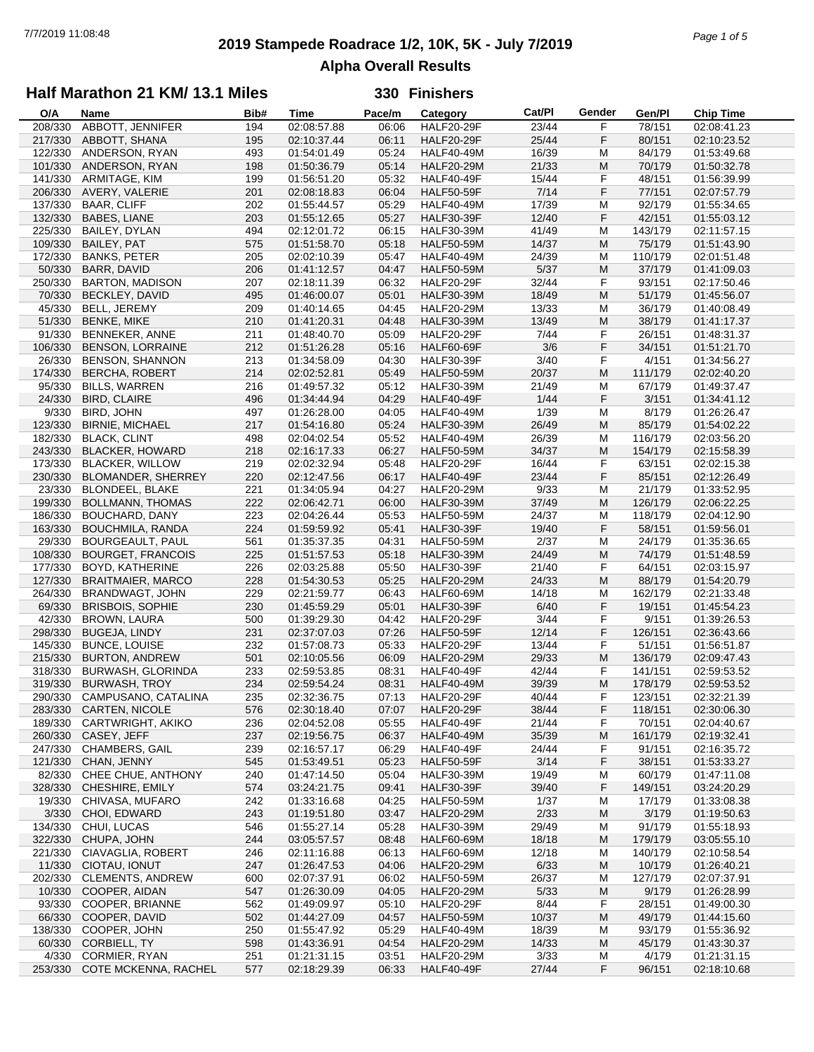# 2019 Stampede Roadrace 1/2, 10K, 5K - July 7/2019

## Alpha Overall Results

### Half Marathon 21 KM/ 13.1 Miles — 330 Finishers

| O/A | Name | Bib# | Time | Pace/m | Category | Cat/Pl | Gender | Gen/Pl | Chip Time |
|---|---|---|---|---|---|---|---|---|---|
| 208/330 | ABBOTT, JENNIFER | 194 | 02:08:57.88 | 06:06 | HALF20-29F | 23/44 | F | 78/151 | 02:08:41.23 |
| 217/330 | ABBOTT, SHANA | 195 | 02:10:37.44 | 06:11 | HALF20-29F | 25/44 | F | 80/151 | 02:10:23.52 |
| 122/330 | ANDERSON, RYAN | 493 | 01:54:01.49 | 05:24 | HALF40-49M | 16/39 | M | 84/179 | 01:53:49.68 |
| 101/330 | ANDERSON, RYAN | 198 | 01:50:36.79 | 05:14 | HALF20-29M | 21/33 | M | 70/179 | 01:50:32.78 |
| 141/330 | ARMITAGE, KIM | 199 | 01:56:51.20 | 05:32 | HALF40-49F | 15/44 | F | 48/151 | 01:56:39.99 |
| 206/330 | AVERY, VALERIE | 201 | 02:08:18.83 | 06:04 | HALF50-59F | 7/14 | F | 77/151 | 02:07:57.79 |
| 137/330 | BAAR, CLIFF | 202 | 01:55:44.57 | 05:29 | HALF40-49M | 17/39 | M | 92/179 | 01:55:34.65 |
| 132/330 | BABES, LIANE | 203 | 01:55:12.65 | 05:27 | HALF30-39F | 12/40 | F | 42/151 | 01:55:03.12 |
| 225/330 | BAILEY, DYLAN | 494 | 02:12:01.72 | 06:15 | HALF30-39M | 41/49 | M | 143/179 | 02:11:57.15 |
| 109/330 | BAILEY, PAT | 575 | 01:51:58.70 | 05:18 | HALF50-59M | 14/37 | M | 75/179 | 01:51:43.90 |
| 172/330 | BANKS, PETER | 205 | 02:02:10.39 | 05:47 | HALF40-49M | 24/39 | M | 110/179 | 02:01:51.48 |
| 50/330 | BARR, DAVID | 206 | 01:41:12.57 | 04:47 | HALF50-59M | 5/37 | M | 37/179 | 01:41:09.03 |
| 250/330 | BARTON, MADISON | 207 | 02:18:11.39 | 06:32 | HALF20-29F | 32/44 | F | 93/151 | 02:17:50.46 |
| 70/330 | BECKLEY, DAVID | 495 | 01:46:00.07 | 05:01 | HALF30-39M | 18/49 | M | 51/179 | 01:45:56.07 |
| 45/330 | BELL, JEREMY | 209 | 01:40:14.65 | 04:45 | HALF20-29M | 13/33 | M | 36/179 | 01:40:08.49 |
| 51/330 | BENKE, MIKE | 210 | 01:41:20.31 | 04:48 | HALF30-39M | 13/49 | M | 38/179 | 01:41:17.37 |
| 91/330 | BENNEKER, ANNE | 211 | 01:48:40.70 | 05:09 | HALF20-29F | 7/44 | F | 26/151 | 01:48:31.37 |
| 106/330 | BENSON, LORRAINE | 212 | 01:51:26.28 | 05:16 | HALF60-69F | 3/6 | F | 34/151 | 01:51:21.70 |
| 26/330 | BENSON, SHANNON | 213 | 01:34:58.09 | 04:30 | HALF30-39F | 3/40 | F | 4/151 | 01:34:56.27 |
| 174/330 | BERCHA, ROBERT | 214 | 02:02:52.81 | 05:49 | HALF50-59M | 20/37 | M | 111/179 | 02:02:40.20 |
| 95/330 | BILLS, WARREN | 216 | 01:49:57.32 | 05:12 | HALF30-39M | 21/49 | M | 67/179 | 01:49:37.47 |
| 24/330 | BIRD, CLAIRE | 496 | 01:34:44.94 | 04:29 | HALF40-49F | 1/44 | F | 3/151 | 01:34:41.12 |
| 9/330 | BIRD, JOHN | 497 | 01:26:28.00 | 04:05 | HALF40-49M | 1/39 | M | 8/179 | 01:26:26.47 |
| 123/330 | BIRNIE, MICHAEL | 217 | 01:54:16.80 | 05:24 | HALF30-39M | 26/49 | M | 85/179 | 01:54:02.22 |
| 182/330 | BLACK, CLINT | 498 | 02:04:02.54 | 05:52 | HALF40-49M | 26/39 | M | 116/179 | 02:03:56.20 |
| 243/330 | BLACKER, HOWARD | 218 | 02:16:17.33 | 06:27 | HALF50-59M | 34/37 | M | 154/179 | 02:15:58.39 |
| 173/330 | BLACKER, WILLOW | 219 | 02:02:32.94 | 05:48 | HALF20-29F | 16/44 | F | 63/151 | 02:02:15.38 |
| 230/330 | BLOMANDER, SHERREY | 220 | 02:12:47.56 | 06:17 | HALF40-49F | 23/44 | F | 85/151 | 02:12:26.49 |
| 23/330 | BLONDEEL, BLAKE | 221 | 01:34:05.94 | 04:27 | HALF20-29M | 9/33 | M | 21/179 | 01:33:52.95 |
| 199/330 | BOLLMANN, THOMAS | 222 | 02:06:42.71 | 06:00 | HALF30-39M | 37/49 | M | 126/179 | 02:06:22.25 |
| 186/330 | BOUCHARD, DANY | 223 | 02:04:26.44 | 05:53 | HALF50-59M | 24/37 | M | 118/179 | 02:04:12.90 |
| 163/330 | BOUCHMILA, RANDA | 224 | 01:59:59.92 | 05:41 | HALF30-39F | 19/40 | F | 58/151 | 01:59:56.01 |
| 29/330 | BOURGEAULT, PAUL | 561 | 01:35:37.35 | 04:31 | HALF50-59M | 2/37 | M | 24/179 | 01:35:36.65 |
| 108/330 | BOURGET, FRANCOIS | 225 | 01:51:57.53 | 05:18 | HALF30-39M | 24/49 | M | 74/179 | 01:51:48.59 |
| 177/330 | BOYD, KATHERINE | 226 | 02:03:25.88 | 05:50 | HALF30-39F | 21/40 | F | 64/151 | 02:03:15.97 |
| 127/330 | BRAITMAIER, MARCO | 228 | 01:54:30.53 | 05:25 | HALF20-29M | 24/33 | M | 88/179 | 01:54:20.79 |
| 264/330 | BRANDWAGT, JOHN | 229 | 02:21:59.77 | 06:43 | HALF60-69M | 14/18 | M | 162/179 | 02:21:33.48 |
| 69/330 | BRISBOIS, SOPHIE | 230 | 01:45:59.29 | 05:01 | HALF30-39F | 6/40 | F | 19/151 | 01:45:54.23 |
| 42/330 | BROWN, LAURA | 500 | 01:39:29.30 | 04:42 | HALF20-29F | 3/44 | F | 9/151 | 01:39:26.53 |
| 298/330 | BUGEJA, LINDY | 231 | 02:37:07.03 | 07:26 | HALF50-59F | 12/14 | F | 126/151 | 02:36:43.66 |
| 145/330 | BUNCE, LOUISE | 232 | 01:57:08.73 | 05:33 | HALF20-29F | 13/44 | F | 51/151 | 01:56:51.87 |
| 215/330 | BURTON, ANDREW | 501 | 02:10:05.56 | 06:09 | HALF20-29M | 29/33 | M | 136/179 | 02:09:47.43 |
| 318/330 | BURWASH, GLORINDA | 233 | 02:59:53.85 | 08:31 | HALF40-49F | 42/44 | F | 141/151 | 02:59:53.52 |
| 319/330 | BURWASH, TROY | 234 | 02:59:54.24 | 08:31 | HALF40-49M | 39/39 | M | 178/179 | 02:59:53.52 |
| 290/330 | CAMPUSANO, CATALINA | 235 | 02:32:36.75 | 07:13 | HALF20-29F | 40/44 | F | 123/151 | 02:32:21.39 |
| 283/330 | CARTEN, NICOLE | 576 | 02:30:18.40 | 07:07 | HALF20-29F | 38/44 | F | 118/151 | 02:30:06.30 |
| 189/330 | CARTWRIGHT, AKIKO | 236 | 02:04:52.08 | 05:55 | HALF40-49F | 21/44 | F | 70/151 | 02:04:40.67 |
| 260/330 | CASEY, JEFF | 237 | 02:19:56.75 | 06:37 | HALF40-49M | 35/39 | M | 161/179 | 02:19:32.41 |
| 247/330 | CHAMBERS, GAIL | 239 | 02:16:57.17 | 06:29 | HALF40-49F | 24/44 | F | 91/151 | 02:16:35.72 |
| 121/330 | CHAN, JENNY | 545 | 01:53:49.51 | 05:23 | HALF50-59F | 3/14 | F | 38/151 | 01:53:33.27 |
| 82/330 | CHEE CHUE, ANTHONY | 240 | 01:47:14.50 | 05:04 | HALF30-39M | 19/49 | M | 60/179 | 01:47:11.08 |
| 328/330 | CHESHIRE, EMILY | 574 | 03:24:21.75 | 09:41 | HALF30-39F | 39/40 | F | 149/151 | 03:24:20.29 |
| 19/330 | CHIVASA, MUFARO | 242 | 01:33:16.68 | 04:25 | HALF50-59M | 1/37 | M | 17/179 | 01:33:08.38 |
| 3/330 | CHOI, EDWARD | 243 | 01:19:51.80 | 03:47 | HALF20-29M | 2/33 | M | 3/179 | 01:19:50.63 |
| 134/330 | CHUI, LUCAS | 546 | 01:55:27.14 | 05:28 | HALF30-39M | 29/49 | M | 91/179 | 01:55:18.93 |
| 322/330 | CHUPA, JOHN | 244 | 03:05:57.57 | 08:48 | HALF60-69M | 18/18 | M | 179/179 | 03:05:55.10 |
| 221/330 | CIAVAGLIA, ROBERT | 246 | 02:11:16.88 | 06:13 | HALF60-69M | 12/18 | M | 140/179 | 02:10:58.54 |
| 11/330 | CIOTAU, IONUT | 247 | 01:26:47.53 | 04:06 | HALF20-29M | 6/33 | M | 10/179 | 01:26:40.21 |
| 202/330 | CLEMENTS, ANDREW | 600 | 02:07:37.91 | 06:02 | HALF50-59M | 26/37 | M | 127/179 | 02:07:37.91 |
| 10/330 | COOPER, AIDAN | 547 | 01:26:30.09 | 04:05 | HALF20-29M | 5/33 | M | 9/179 | 01:26:28.99 |
| 93/330 | COOPER, BRIANNE | 562 | 01:49:09.97 | 05:10 | HALF20-29F | 8/44 | F | 28/151 | 01:49:00.30 |
| 66/330 | COOPER, DAVID | 502 | 01:44:27.09 | 04:57 | HALF50-59M | 10/37 | M | 49/179 | 01:44:15.60 |
| 138/330 | COOPER, JOHN | 250 | 01:55:47.92 | 05:29 | HALF40-49M | 18/39 | M | 93/179 | 01:55:36.92 |
| 60/330 | CORBIELL, TY | 598 | 01:43:36.91 | 04:54 | HALF20-29M | 14/33 | M | 45/179 | 01:43:30.37 |
| 4/330 | CORMIER, RYAN | 251 | 01:21:31.15 | 03:51 | HALF20-29M | 3/33 | M | 4/179 | 01:21:31.15 |
| 253/330 | COTE MCKENNA, RACHEL | 577 | 02:18:29.39 | 06:33 | HALF40-49F | 27/44 | F | 96/151 | 02:18:10.68 |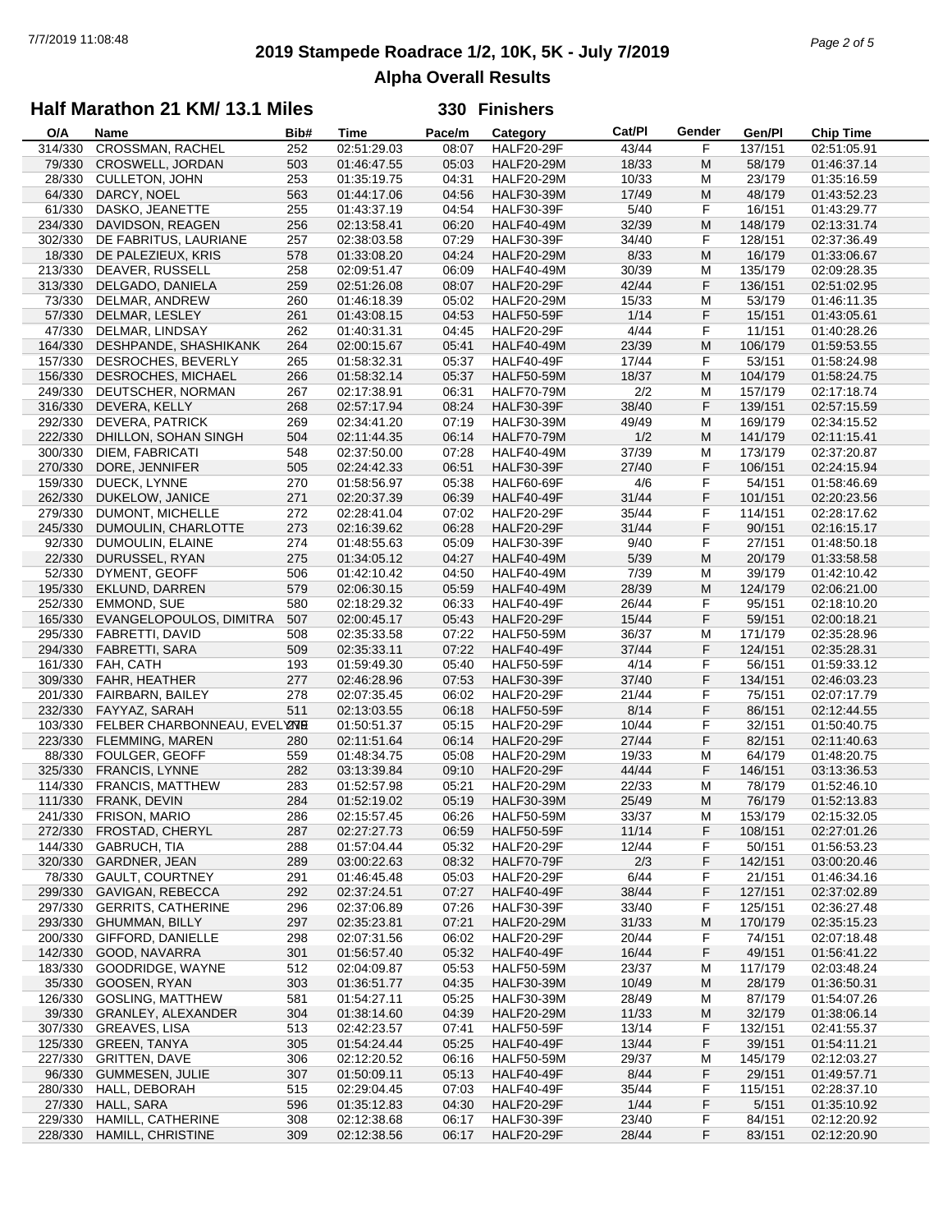# 2019 Stampede Roadrace 1/2, 10K, 5K - July 7/2019

## Alpha Overall Results

### Half Marathon 21 KM/ 13.1 Miles — 330 Finishers

| O/A | Name | Bib# | Time | Pace/m | Category | Cat/Pl | Gender | Gen/Pl | Chip Time |
|---|---|---|---|---|---|---|---|---|---|
| 314/330 | CROSSMAN, RACHEL | 252 | 02:51:29.03 | 08:07 | HALF20-29F | 43/44 | F | 137/151 | 02:51:05.91 |
| 79/330 | CROSWELL, JORDAN | 503 | 01:46:47.55 | 05:03 | HALF20-29M | 18/33 | M | 58/179 | 01:46:37.14 |
| 28/330 | CULLETON, JOHN | 253 | 01:35:19.75 | 04:31 | HALF20-29M | 10/33 | M | 23/179 | 01:35:16.59 |
| 64/330 | DARCY, NOEL | 563 | 01:44:17.06 | 04:56 | HALF30-39M | 17/49 | M | 48/179 | 01:43:52.23 |
| 61/330 | DASKO, JEANETTE | 255 | 01:43:37.19 | 04:54 | HALF30-39F | 5/40 | F | 16/151 | 01:43:29.77 |
| 234/330 | DAVIDSON, REAGEN | 256 | 02:13:58.41 | 06:20 | HALF40-49M | 32/39 | M | 148/179 | 02:13:31.74 |
| 302/330 | DE FABRITUS, LAURIANE | 257 | 02:38:03.58 | 07:29 | HALF30-39F | 34/40 | F | 128/151 | 02:37:36.49 |
| 18/330 | DE PALEZIEUX, KRIS | 578 | 01:33:08.20 | 04:24 | HALF20-29M | 8/33 | M | 16/179 | 01:33:06.67 |
| 213/330 | DEAVER, RUSSELL | 258 | 02:09:51.47 | 06:09 | HALF40-49M | 30/39 | M | 135/179 | 02:09:28.35 |
| 313/330 | DELGADO, DANIELA | 259 | 02:51:26.08 | 08:07 | HALF20-29F | 42/44 | F | 136/151 | 02:51:02.95 |
| 73/330 | DELMAR, ANDREW | 260 | 01:46:18.39 | 05:02 | HALF20-29M | 15/33 | M | 53/179 | 01:46:11.35 |
| 57/330 | DELMAR, LESLEY | 261 | 01:43:08.15 | 04:53 | HALF50-59F | 1/14 | F | 15/151 | 01:43:05.61 |
| 47/330 | DELMAR, LINDSAY | 262 | 01:40:31.31 | 04:45 | HALF20-29F | 4/44 | F | 11/151 | 01:40:28.26 |
| 164/330 | DESHPANDE, SHASHIKANK | 264 | 02:00:15.67 | 05:41 | HALF40-49M | 23/39 | M | 106/179 | 01:59:53.55 |
| 157/330 | DESROCHES, BEVERLY | 265 | 01:58:32.31 | 05:37 | HALF40-49F | 17/44 | F | 53/151 | 01:58:24.98 |
| 156/330 | DESROCHES, MICHAEL | 266 | 01:58:32.14 | 05:37 | HALF50-59M | 18/37 | M | 104/179 | 01:58:24.75 |
| 249/330 | DEUTSCHER, NORMAN | 267 | 02:17:38.91 | 06:31 | HALF70-79M | 2/2 | M | 157/179 | 02:17:18.74 |
| 316/330 | DEVERA, KELLY | 268 | 02:57:17.94 | 08:24 | HALF30-39F | 38/40 | F | 139/151 | 02:57:15.59 |
| 292/330 | DEVERA, PATRICK | 269 | 02:34:41.20 | 07:19 | HALF30-39M | 49/49 | M | 169/179 | 02:34:15.52 |
| 222/330 | DHILLON, SOHAN SINGH | 504 | 02:11:44.35 | 06:14 | HALF70-79M | 1/2 | M | 141/179 | 02:11:15.41 |
| 300/330 | DIEM, FABRICATI | 548 | 02:37:50.00 | 07:28 | HALF40-49M | 37/39 | M | 173/179 | 02:37:20.87 |
| 270/330 | DORE, JENNIFER | 505 | 02:24:42.33 | 06:51 | HALF30-39F | 27/40 | F | 106/151 | 02:24:15.94 |
| 159/330 | DUECK, LYNNE | 270 | 01:58:56.97 | 05:38 | HALF60-69F | 4/6 | F | 54/151 | 01:58:46.69 |
| 262/330 | DUKELOW, JANICE | 271 | 02:20:37.39 | 06:39 | HALF40-49F | 31/44 | F | 101/151 | 02:20:23.56 |
| 279/330 | DUMONT, MICHELLE | 272 | 02:28:41.04 | 07:02 | HALF20-29F | 35/44 | F | 114/151 | 02:28:17.62 |
| 245/330 | DUMOULIN, CHARLOTTE | 273 | 02:16:39.62 | 06:28 | HALF20-29F | 31/44 | F | 90/151 | 02:16:15.17 |
| 92/330 | DUMOULIN, ELAINE | 274 | 01:48:55.63 | 05:09 | HALF30-39F | 9/40 | F | 27/151 | 01:48:50.18 |
| 22/330 | DURUSSEL, RYAN | 275 | 01:34:05.12 | 04:27 | HALF40-49M | 5/39 | M | 20/179 | 01:33:58.58 |
| 52/330 | DYMENT, GEOFF | 506 | 01:42:10.42 | 04:50 | HALF40-49M | 7/39 | M | 39/179 | 01:42:10.42 |
| 195/330 | EKLUND, DARREN | 579 | 02:06:30.15 | 05:59 | HALF40-49M | 28/39 | M | 124/179 | 02:06:21.00 |
| 252/330 | EMMOND, SUE | 580 | 02:18:29.32 | 06:33 | HALF40-49F | 26/44 | F | 95/151 | 02:18:10.20 |
| 165/330 | EVANGELOPOULOS, DIMITRA | 507 | 02:00:45.17 | 05:43 | HALF20-29F | 15/44 | F | 59/151 | 02:00:18.21 |
| 295/330 | FABRETTI, DAVID | 508 | 02:35:33.58 | 07:22 | HALF50-59M | 36/37 | M | 171/179 | 02:35:28.96 |
| 294/330 | FABRETTI, SARA | 509 | 02:35:33.11 | 07:22 | HALF40-49F | 37/44 | F | 124/151 | 02:35:28.31 |
| 161/330 | FAH, CATH | 193 | 01:59:49.30 | 05:40 | HALF50-59F | 4/14 | F | 56/151 | 01:59:33.12 |
| 309/330 | FAHR, HEATHER | 277 | 02:46:28.96 | 07:53 | HALF30-39F | 37/40 | F | 134/151 | 02:46:03.23 |
| 201/330 | FAIRBARN, BAILEY | 278 | 02:07:35.45 | 06:02 | HALF20-29F | 21/44 | F | 75/151 | 02:07:17.79 |
| 232/330 | FAYYAZ, SARAH | 511 | 02:13:03.55 | 06:18 | HALF50-59F | 8/14 | F | 86/151 | 02:12:44.55 |
| 103/330 | FELBER CHARBONNEAU, EVELYNE | 279 | 01:50:51.37 | 05:15 | HALF20-29F | 10/44 | F | 32/151 | 01:50:40.75 |
| 223/330 | FLEMMING, MAREN | 280 | 02:11:51.64 | 06:14 | HALF20-29F | 27/44 | F | 82/151 | 02:11:40.63 |
| 88/330 | FOULGER, GEOFF | 559 | 01:48:34.75 | 05:08 | HALF20-29M | 19/33 | M | 64/179 | 01:48:20.75 |
| 325/330 | FRANCIS, LYNNE | 282 | 03:13:39.84 | 09:10 | HALF20-29F | 44/44 | F | 146/151 | 03:13:36.53 |
| 114/330 | FRANCIS, MATTHEW | 283 | 01:52:57.98 | 05:21 | HALF20-29M | 22/33 | M | 78/179 | 01:52:46.10 |
| 111/330 | FRANK, DEVIN | 284 | 01:52:19.02 | 05:19 | HALF30-39M | 25/49 | M | 76/179 | 01:52:13.83 |
| 241/330 | FRISON, MARIO | 286 | 02:15:57.45 | 06:26 | HALF50-59M | 33/37 | M | 153/179 | 02:15:32.05 |
| 272/330 | FROSTAD, CHERYL | 287 | 02:27:27.73 | 06:59 | HALF50-59F | 11/14 | F | 108/151 | 02:27:01.26 |
| 144/330 | GABRUCH, TIA | 288 | 01:57:04.44 | 05:32 | HALF20-29F | 12/44 | F | 50/151 | 01:56:53.23 |
| 320/330 | GARDNER, JEAN | 289 | 03:00:22.63 | 08:32 | HALF70-79F | 2/3 | F | 142/151 | 03:00:20.46 |
| 78/330 | GAULT, COURTNEY | 291 | 01:46:45.48 | 05:03 | HALF20-29F | 6/44 | F | 21/151 | 01:46:34.16 |
| 299/330 | GAVIGAN, REBECCA | 292 | 02:37:24.51 | 07:27 | HALF40-49F | 38/44 | F | 127/151 | 02:37:02.89 |
| 297/330 | GERRITS, CATHERINE | 296 | 02:37:06.89 | 07:26 | HALF30-39F | 33/40 | F | 125/151 | 02:36:27.48 |
| 293/330 | GHUMMAN, BILLY | 297 | 02:35:23.81 | 07:21 | HALF20-29M | 31/33 | M | 170/179 | 02:35:15.23 |
| 200/330 | GIFFORD, DANIELLE | 298 | 02:07:31.56 | 06:02 | HALF20-29F | 20/44 | F | 74/151 | 02:07:18.48 |
| 142/330 | GOOD, NAVARRA | 301 | 01:56:57.40 | 05:32 | HALF40-49F | 16/44 | F | 49/151 | 01:56:41.22 |
| 183/330 | GOODRIDGE, WAYNE | 512 | 02:04:09.87 | 05:53 | HALF50-59M | 23/37 | M | 117/179 | 02:03:48.24 |
| 35/330 | GOOSEN, RYAN | 303 | 01:36:51.77 | 04:35 | HALF30-39M | 10/49 | M | 28/179 | 01:36:50.31 |
| 126/330 | GOSLING, MATTHEW | 581 | 01:54:27.11 | 05:25 | HALF30-39M | 28/49 | M | 87/179 | 01:54:07.26 |
| 39/330 | GRANLEY, ALEXANDER | 304 | 01:38:14.60 | 04:39 | HALF20-29M | 11/33 | M | 32/179 | 01:38:06.14 |
| 307/330 | GREAVES, LISA | 513 | 02:42:23.57 | 07:41 | HALF50-59F | 13/14 | F | 132/151 | 02:41:55.37 |
| 125/330 | GREEN, TANYA | 305 | 01:54:24.44 | 05:25 | HALF40-49F | 13/44 | F | 39/151 | 01:54:11.21 |
| 227/330 | GRITTEN, DAVE | 306 | 02:12:20.52 | 06:16 | HALF50-59M | 29/37 | M | 145/179 | 02:12:03.27 |
| 96/330 | GUMMESEN, JULIE | 307 | 01:50:09.11 | 05:13 | HALF40-49F | 8/44 | F | 29/151 | 01:49:57.71 |
| 280/330 | HALL, DEBORAH | 515 | 02:29:04.45 | 07:03 | HALF40-49F | 35/44 | F | 115/151 | 02:28:37.10 |
| 27/330 | HALL, SARA | 596 | 01:35:12.83 | 04:30 | HALF20-29F | 1/44 | F | 5/151 | 01:35:10.92 |
| 229/330 | HAMILL, CATHERINE | 308 | 02:12:38.68 | 06:17 | HALF30-39F | 23/40 | F | 84/151 | 02:12:20.92 |
| 228/330 | HAMILL, CHRISTINE | 309 | 02:12:38.56 | 06:17 | HALF20-29F | 28/44 | F | 83/151 | 02:12:20.90 |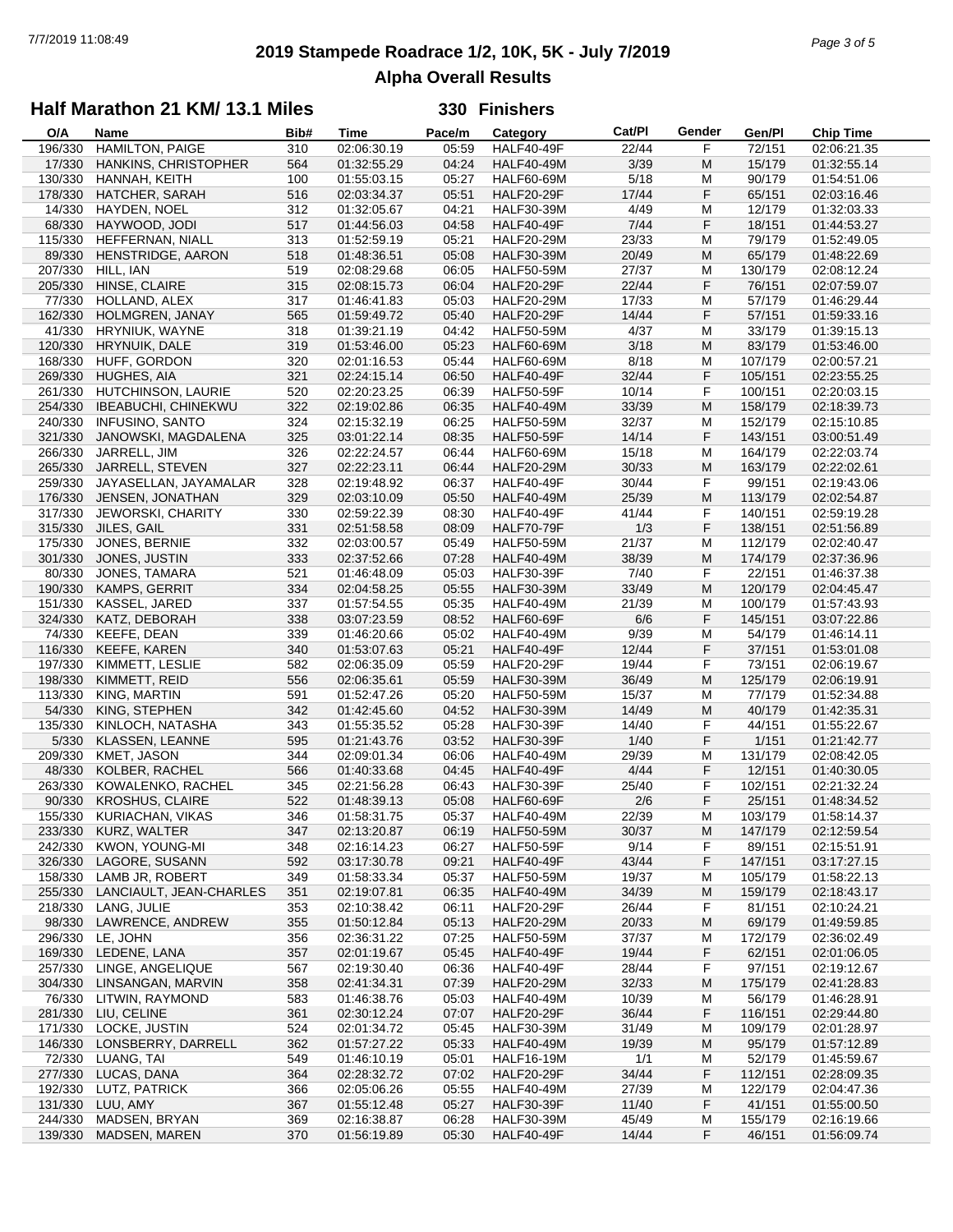# 2019 Stampede Roadrace 1/2, 10K, 5K - July 7/2019

## Alpha Overall Results

### Half Marathon 21 KM/ 13.1 Miles — 330 Finishers

| O/A | Name | Bib# | Time | Pace/m | Category | Cat/Pl | Gender | Gen/Pl | Chip Time |
|---|---|---|---|---|---|---|---|---|---|
| 196/330 | HAMILTON, PAIGE | 310 | 02:06:30.19 | 05:59 | HALF40-49F | 22/44 | F | 72/151 | 02:06:21.35 |
| 17/330 | HANKINS, CHRISTOPHER | 564 | 01:32:55.29 | 04:24 | HALF40-49M | 3/39 | M | 15/179 | 01:32:55.14 |
| 130/330 | HANNAH, KEITH | 100 | 01:55:03.15 | 05:27 | HALF60-69M | 5/18 | M | 90/179 | 01:54:51.06 |
| 178/330 | HATCHER, SARAH | 516 | 02:03:34.37 | 05:51 | HALF20-29F | 17/44 | F | 65/151 | 02:03:16.46 |
| 14/330 | HAYDEN, NOEL | 312 | 01:32:05.67 | 04:21 | HALF30-39M | 4/49 | M | 12/179 | 01:32:03.33 |
| 68/330 | HAYWOOD, JODI | 517 | 01:44:56.03 | 04:58 | HALF40-49F | 7/44 | F | 18/151 | 01:44:53.27 |
| 115/330 | HEFFERNAN, NIALL | 313 | 01:52:59.19 | 05:21 | HALF20-29M | 23/33 | M | 79/179 | 01:52:49.05 |
| 89/330 | HENSTRIDGE, AARON | 518 | 01:48:36.51 | 05:08 | HALF30-39M | 20/49 | M | 65/179 | 01:48:22.69 |
| 207/330 | HILL, IAN | 519 | 02:08:29.68 | 06:05 | HALF50-59M | 27/37 | M | 130/179 | 02:08:12.24 |
| 205/330 | HINSE, CLAIRE | 315 | 02:08:15.73 | 06:04 | HALF20-29F | 22/44 | F | 76/151 | 02:07:59.07 |
| 77/330 | HOLLAND, ALEX | 317 | 01:46:41.83 | 05:03 | HALF20-29M | 17/33 | M | 57/179 | 01:46:29.44 |
| 162/330 | HOLMGREN, JANAY | 565 | 01:59:49.72 | 05:40 | HALF20-29F | 14/44 | F | 57/151 | 01:59:33.16 |
| 41/330 | HRYNIUK, WAYNE | 318 | 01:39:21.19 | 04:42 | HALF50-59M | 4/37 | M | 33/179 | 01:39:15.13 |
| 120/330 | HRYNUIK, DALE | 319 | 01:53:46.00 | 05:23 | HALF60-69M | 3/18 | M | 83/179 | 01:53:46.00 |
| 168/330 | HUFF, GORDON | 320 | 02:01:16.53 | 05:44 | HALF60-69M | 8/18 | M | 107/179 | 02:00:57.21 |
| 269/330 | HUGHES, AIA | 321 | 02:24:15.14 | 06:50 | HALF40-49F | 32/44 | F | 105/151 | 02:23:55.25 |
| 261/330 | HUTCHINSON, LAURIE | 520 | 02:20:23.25 | 06:39 | HALF50-59F | 10/14 | F | 100/151 | 02:20:03.15 |
| 254/330 | IBEABUCHI, CHINEKWU | 322 | 02:19:02.86 | 06:35 | HALF40-49M | 33/39 | M | 158/179 | 02:18:39.73 |
| 240/330 | INFUSINO, SANTO | 324 | 02:15:32.19 | 06:25 | HALF50-59M | 32/37 | M | 152/179 | 02:15:10.85 |
| 321/330 | JANOWSKI, MAGDALENA | 325 | 03:01:22.14 | 08:35 | HALF50-59F | 14/14 | F | 143/151 | 03:00:51.49 |
| 266/330 | JARRELL, JIM | 326 | 02:22:24.57 | 06:44 | HALF60-69M | 15/18 | M | 164/179 | 02:22:03.74 |
| 265/330 | JARRELL, STEVEN | 327 | 02:22:23.11 | 06:44 | HALF20-29M | 30/33 | M | 163/179 | 02:22:02.61 |
| 259/330 | JAYASELLAN, JAYAMALAR | 328 | 02:19:48.92 | 06:37 | HALF40-49F | 30/44 | F | 99/151 | 02:19:43.06 |
| 176/330 | JENSEN, JONATHAN | 329 | 02:03:10.09 | 05:50 | HALF40-49M | 25/39 | M | 113/179 | 02:02:54.87 |
| 317/330 | JEWORSKI, CHARITY | 330 | 02:59:22.39 | 08:30 | HALF40-49F | 41/44 | F | 140/151 | 02:59:19.28 |
| 315/330 | JILES, GAIL | 331 | 02:51:58.58 | 08:09 | HALF70-79F | 1/3 | F | 138/151 | 02:51:56.89 |
| 175/330 | JONES, BERNIE | 332 | 02:03:00.57 | 05:49 | HALF50-59M | 21/37 | M | 112/179 | 02:02:40.47 |
| 301/330 | JONES, JUSTIN | 333 | 02:37:52.66 | 07:28 | HALF40-49M | 38/39 | M | 174/179 | 02:37:36.96 |
| 80/330 | JONES, TAMARA | 521 | 01:46:48.09 | 05:03 | HALF30-39F | 7/40 | F | 22/151 | 01:46:37.38 |
| 190/330 | KAMPS, GERRIT | 334 | 02:04:58.25 | 05:55 | HALF30-39M | 33/49 | M | 120/179 | 02:04:45.47 |
| 151/330 | KASSEL, JARED | 337 | 01:57:54.55 | 05:35 | HALF40-49M | 21/39 | M | 100/179 | 01:57:43.93 |
| 324/330 | KATZ, DEBORAH | 338 | 03:07:23.59 | 08:52 | HALF60-69F | 6/6 | F | 145/151 | 03:07:22.86 |
| 74/330 | KEEFE, DEAN | 339 | 01:46:20.66 | 05:02 | HALF40-49M | 9/39 | M | 54/179 | 01:46:14.11 |
| 116/330 | KEEFE, KAREN | 340 | 01:53:07.63 | 05:21 | HALF40-49F | 12/44 | F | 37/151 | 01:53:01.08 |
| 197/330 | KIMMETT, LESLIE | 582 | 02:06:35.09 | 05:59 | HALF20-29F | 19/44 | F | 73/151 | 02:06:19.67 |
| 198/330 | KIMMETT, REID | 556 | 02:06:35.61 | 05:59 | HALF30-39M | 36/49 | M | 125/179 | 02:06:19.91 |
| 113/330 | KING, MARTIN | 591 | 01:52:47.26 | 05:20 | HALF50-59M | 15/37 | M | 77/179 | 01:52:34.88 |
| 54/330 | KING, STEPHEN | 342 | 01:42:45.60 | 04:52 | HALF30-39M | 14/49 | M | 40/179 | 01:42:35.31 |
| 135/330 | KINLOCH, NATASHA | 343 | 01:55:35.52 | 05:28 | HALF30-39F | 14/40 | F | 44/151 | 01:55:22.67 |
| 5/330 | KLASSEN, LEANNE | 595 | 01:21:43.76 | 03:52 | HALF30-39F | 1/40 | F | 1/151 | 01:21:42.77 |
| 209/330 | KMET, JASON | 344 | 02:09:01.34 | 06:06 | HALF40-49M | 29/39 | M | 131/179 | 02:08:42.05 |
| 48/330 | KOLBER, RACHEL | 566 | 01:40:33.68 | 04:45 | HALF40-49F | 4/44 | F | 12/151 | 01:40:30.05 |
| 263/330 | KOWALENKO, RACHEL | 345 | 02:21:56.28 | 06:43 | HALF30-39F | 25/40 | F | 102/151 | 02:21:32.24 |
| 90/330 | KROSHUS, CLAIRE | 522 | 01:48:39.13 | 05:08 | HALF60-69F | 2/6 | F | 25/151 | 01:48:34.52 |
| 155/330 | KURIACHAN, VIKAS | 346 | 01:58:31.75 | 05:37 | HALF40-49M | 22/39 | M | 103/179 | 01:58:14.37 |
| 233/330 | KURZ, WALTER | 347 | 02:13:20.87 | 06:19 | HALF50-59M | 30/37 | M | 147/179 | 02:12:59.54 |
| 242/330 | KWON, YOUNG-MI | 348 | 02:16:14.23 | 06:27 | HALF50-59F | 9/14 | F | 89/151 | 02:15:51.91 |
| 326/330 | LAGORE, SUSANN | 592 | 03:17:30.78 | 09:21 | HALF40-49F | 43/44 | F | 147/151 | 03:17:27.15 |
| 158/330 | LAMB JR, ROBERT | 349 | 01:58:33.34 | 05:37 | HALF50-59M | 19/37 | M | 105/179 | 01:58:22.13 |
| 255/330 | LANCIAULT, JEAN-CHARLES | 351 | 02:19:07.81 | 06:35 | HALF40-49M | 34/39 | M | 159/179 | 02:18:43.17 |
| 218/330 | LANG, JULIE | 353 | 02:10:38.42 | 06:11 | HALF20-29F | 26/44 | F | 81/151 | 02:10:24.21 |
| 98/330 | LAWRENCE, ANDREW | 355 | 01:50:12.84 | 05:13 | HALF20-29M | 20/33 | M | 69/179 | 01:49:59.85 |
| 296/330 | LE, JOHN | 356 | 02:36:31.22 | 07:25 | HALF50-59M | 37/37 | M | 172/179 | 02:36:02.49 |
| 169/330 | LEDENE, LANA | 357 | 02:01:19.67 | 05:45 | HALF40-49F | 19/44 | F | 62/151 | 02:01:06.05 |
| 257/330 | LINGE, ANGELIQUE | 567 | 02:19:30.40 | 06:36 | HALF40-49F | 28/44 | F | 97/151 | 02:19:12.67 |
| 304/330 | LINSANGAN, MARVIN | 358 | 02:41:34.31 | 07:39 | HALF20-29M | 32/33 | M | 175/179 | 02:41:28.83 |
| 76/330 | LITWIN, RAYMOND | 583 | 01:46:38.76 | 05:03 | HALF40-49M | 10/39 | M | 56/179 | 01:46:28.91 |
| 281/330 | LIU, CELINE | 361 | 02:30:12.24 | 07:07 | HALF20-29F | 36/44 | F | 116/151 | 02:29:44.80 |
| 171/330 | LOCKE, JUSTIN | 524 | 02:01:34.72 | 05:45 | HALF30-39M | 31/49 | M | 109/179 | 02:01:28.97 |
| 146/330 | LONSBERRY, DARRELL | 362 | 01:57:27.22 | 05:33 | HALF40-49M | 19/39 | M | 95/179 | 01:57:12.89 |
| 72/330 | LUANG, TAI | 549 | 01:46:10.19 | 05:01 | HALF16-19M | 1/1 | M | 52/179 | 01:45:59.67 |
| 277/330 | LUCAS, DANA | 364 | 02:28:32.72 | 07:02 | HALF20-29F | 34/44 | F | 112/151 | 02:28:09.35 |
| 192/330 | LUTZ, PATRICK | 366 | 02:05:06.26 | 05:55 | HALF40-49M | 27/39 | M | 122/179 | 02:04:47.36 |
| 131/330 | LUU, AMY | 367 | 01:55:12.48 | 05:27 | HALF30-39F | 11/40 | F | 41/151 | 01:55:00.50 |
| 244/330 | MADSEN, BRYAN | 369 | 02:16:38.87 | 06:28 | HALF30-39M | 45/49 | M | 155/179 | 02:16:19.66 |
| 139/330 | MADSEN, MAREN | 370 | 01:56:19.89 | 05:30 | HALF40-49F | 14/44 | F | 46/151 | 01:56:09.74 |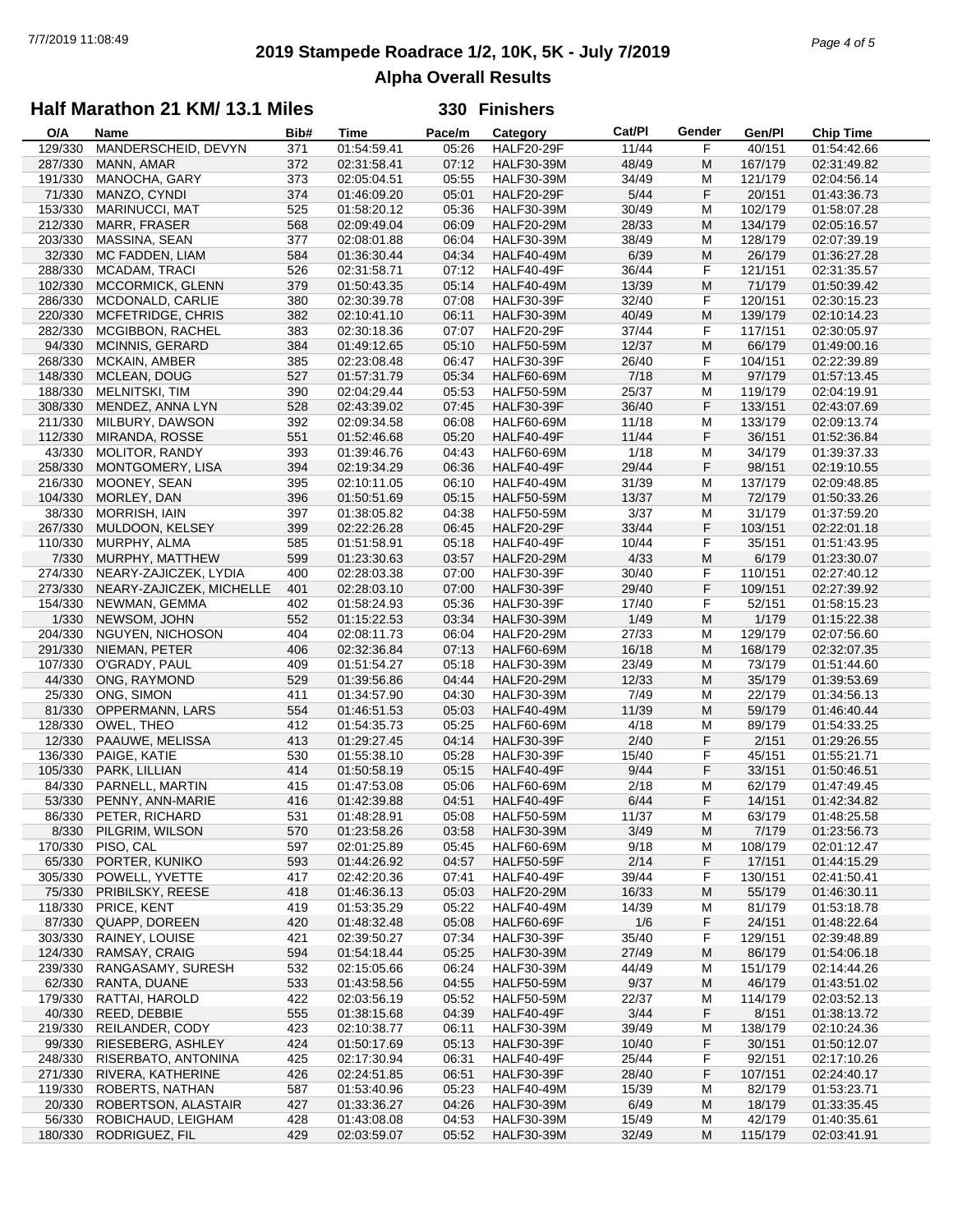# 2019 Stampede Roadrace 1/2, 10K, 5K - July 7/2019

## Alpha Overall Results

### Half Marathon 21 KM/ 13.1 Miles — 330 Finishers

| O/A | Name | Bib# | Time | Pace/m | Category | Cat/Pl | Gender | Gen/Pl | Chip Time |
|---|---|---|---|---|---|---|---|---|---|
| 129/330 | MANDERSCHEID, DEVYN | 371 | 01:54:59.41 | 05:26 | HALF20-29F | 11/44 | F | 40/151 | 01:54:42.66 |
| 287/330 | MANN, AMAR | 372 | 02:31:58.41 | 07:12 | HALF30-39M | 48/49 | M | 167/179 | 02:31:49.82 |
| 191/330 | MANOCHA, GARY | 373 | 02:05:04.51 | 05:55 | HALF30-39M | 34/49 | M | 121/179 | 02:04:56.14 |
| 71/330 | MANZO, CYNDI | 374 | 01:46:09.20 | 05:01 | HALF20-29F | 5/44 | F | 20/151 | 01:43:36.73 |
| 153/330 | MARINUCCI, MAT | 525 | 01:58:20.12 | 05:36 | HALF30-39M | 30/49 | M | 102/179 | 01:58:07.28 |
| 212/330 | MARR, FRASER | 568 | 02:09:49.04 | 06:09 | HALF20-29M | 28/33 | M | 134/179 | 02:05:16.57 |
| 203/330 | MASSINA, SEAN | 377 | 02:08:01.88 | 06:04 | HALF30-39M | 38/49 | M | 128/179 | 02:07:39.19 |
| 32/330 | MC FADDEN, LIAM | 584 | 01:36:30.44 | 04:34 | HALF40-49M | 6/39 | M | 26/179 | 01:36:27.28 |
| 288/330 | MCADAM, TRACI | 526 | 02:31:58.71 | 07:12 | HALF40-49F | 36/44 | F | 121/151 | 02:31:35.57 |
| 102/330 | MCCORMICK, GLENN | 379 | 01:50:43.35 | 05:14 | HALF40-49M | 13/39 | M | 71/179 | 01:50:39.42 |
| 286/330 | MCDONALD, CARLIE | 380 | 02:30:39.78 | 07:08 | HALF30-39F | 32/40 | F | 120/151 | 02:30:15.23 |
| 220/330 | MCFETRIDGE, CHRIS | 382 | 02:10:41.10 | 06:11 | HALF30-39M | 40/49 | M | 139/179 | 02:10:14.23 |
| 282/330 | MCGIBBON, RACHEL | 383 | 02:30:18.36 | 07:07 | HALF20-29F | 37/44 | F | 117/151 | 02:30:05.97 |
| 94/330 | MCINNIS, GERARD | 384 | 01:49:12.65 | 05:10 | HALF50-59M | 12/37 | M | 66/179 | 01:49:00.16 |
| 268/330 | MCKAIN, AMBER | 385 | 02:23:08.48 | 06:47 | HALF30-39F | 26/40 | F | 104/151 | 02:22:39.89 |
| 148/330 | MCLEAN, DOUG | 527 | 01:57:31.79 | 05:34 | HALF60-69M | 7/18 | M | 97/179 | 01:57:13.45 |
| 188/330 | MELNITSKI, TIM | 390 | 02:04:29.44 | 05:53 | HALF50-59M | 25/37 | M | 119/179 | 02:04:19.91 |
| 308/330 | MENDEZ, ANNA LYN | 528 | 02:43:39.02 | 07:45 | HALF30-39F | 36/40 | F | 133/151 | 02:43:07.69 |
| 211/330 | MILBURY, DAWSON | 392 | 02:09:34.58 | 06:08 | HALF60-69M | 11/18 | M | 133/179 | 02:09:13.74 |
| 112/330 | MIRANDA, ROSSE | 551 | 01:52:46.68 | 05:20 | HALF40-49F | 11/44 | F | 36/151 | 01:52:36.84 |
| 43/330 | MOLITOR, RANDY | 393 | 01:39:46.76 | 04:43 | HALF60-69M | 1/18 | M | 34/179 | 01:39:37.33 |
| 258/330 | MONTGOMERY, LISA | 394 | 02:19:34.29 | 06:36 | HALF40-49F | 29/44 | F | 98/151 | 02:19:10.55 |
| 216/330 | MOONEY, SEAN | 395 | 02:10:11.05 | 06:10 | HALF40-49M | 31/39 | M | 137/179 | 02:09:48.85 |
| 104/330 | MORLEY, DAN | 396 | 01:50:51.69 | 05:15 | HALF50-59M | 13/37 | M | 72/179 | 01:50:33.26 |
| 38/330 | MORRISH, IAIN | 397 | 01:38:05.82 | 04:38 | HALF50-59M | 3/37 | M | 31/179 | 01:37:59.20 |
| 267/330 | MULDOON, KELSEY | 399 | 02:22:26.28 | 06:45 | HALF20-29F | 33/44 | F | 103/151 | 02:22:01.18 |
| 110/330 | MURPHY, ALMA | 585 | 01:51:58.91 | 05:18 | HALF40-49F | 10/44 | F | 35/151 | 01:51:43.95 |
| 7/330 | MURPHY, MATTHEW | 599 | 01:23:30.63 | 03:57 | HALF20-29M | 4/33 | M | 6/179 | 01:23:30.07 |
| 274/330 | NEARY-ZAJICZEK, LYDIA | 400 | 02:28:03.38 | 07:00 | HALF30-39F | 30/40 | F | 110/151 | 02:27:40.12 |
| 273/330 | NEARY-ZAJICZEK, MICHELLE | 401 | 02:28:03.10 | 07:00 | HALF30-39F | 29/40 | F | 109/151 | 02:27:39.92 |
| 154/330 | NEWMAN, GEMMA | 402 | 01:58:24.93 | 05:36 | HALF30-39F | 17/40 | F | 52/151 | 01:58:15.23 |
| 1/330 | NEWSOM, JOHN | 552 | 01:15:22.53 | 03:34 | HALF30-39M | 1/49 | M | 1/179 | 01:15:22.38 |
| 204/330 | NGUYEN, NICHOSON | 404 | 02:08:11.73 | 06:04 | HALF20-29M | 27/33 | M | 129/179 | 02:07:56.60 |
| 291/330 | NIEMAN, PETER | 406 | 02:32:36.84 | 07:13 | HALF60-69M | 16/18 | M | 168/179 | 02:32:07.35 |
| 107/330 | O'GRADY, PAUL | 409 | 01:51:54.27 | 05:18 | HALF30-39M | 23/49 | M | 73/179 | 01:51:44.60 |
| 44/330 | ONG, RAYMOND | 529 | 01:39:56.86 | 04:44 | HALF20-29M | 12/33 | M | 35/179 | 01:39:53.69 |
| 25/330 | ONG, SIMON | 411 | 01:34:57.90 | 04:30 | HALF30-39M | 7/49 | M | 22/179 | 01:34:56.13 |
| 81/330 | OPPERMANN, LARS | 554 | 01:46:51.53 | 05:03 | HALF40-49M | 11/39 | M | 59/179 | 01:46:40.44 |
| 128/330 | OWEL, THEO | 412 | 01:54:35.73 | 05:25 | HALF60-69M | 4/18 | M | 89/179 | 01:54:33.25 |
| 12/330 | PAAUWE, MELISSA | 413 | 01:29:27.45 | 04:14 | HALF30-39F | 2/40 | F | 2/151 | 01:29:26.55 |
| 136/330 | PAIGE, KATIE | 530 | 01:55:38.10 | 05:28 | HALF30-39F | 15/40 | F | 45/151 | 01:55:21.71 |
| 105/330 | PARK, LILLIAN | 414 | 01:50:58.19 | 05:15 | HALF40-49F | 9/44 | F | 33/151 | 01:50:46.51 |
| 84/330 | PARNELL, MARTIN | 415 | 01:47:53.08 | 05:06 | HALF60-69M | 2/18 | M | 62/179 | 01:47:49.45 |
| 53/330 | PENNY, ANN-MARIE | 416 | 01:42:39.88 | 04:51 | HALF40-49F | 6/44 | F | 14/151 | 01:42:34.82 |
| 86/330 | PETER, RICHARD | 531 | 01:48:28.91 | 05:08 | HALF50-59M | 11/37 | M | 63/179 | 01:48:25.58 |
| 8/330 | PILGRIM, WILSON | 570 | 01:23:58.26 | 03:58 | HALF30-39M | 3/49 | M | 7/179 | 01:23:56.73 |
| 170/330 | PISO, CAL | 597 | 02:01:25.89 | 05:45 | HALF60-69M | 9/18 | M | 108/179 | 02:01:12.47 |
| 65/330 | PORTER, KUNIKO | 593 | 01:44:26.92 | 04:57 | HALF50-59F | 2/14 | F | 17/151 | 01:44:15.29 |
| 305/330 | POWELL, YVETTE | 417 | 02:42:20.36 | 07:41 | HALF40-49F | 39/44 | F | 130/151 | 02:41:50.41 |
| 75/330 | PRIBILSKY, REESE | 418 | 01:46:36.13 | 05:03 | HALF20-29M | 16/33 | M | 55/179 | 01:46:30.11 |
| 118/330 | PRICE, KENT | 419 | 01:53:35.29 | 05:22 | HALF40-49M | 14/39 | M | 81/179 | 01:53:18.78 |
| 87/330 | QUAPP, DOREEN | 420 | 01:48:32.48 | 05:08 | HALF60-69F | 1/6 | F | 24/151 | 01:48:22.64 |
| 303/330 | RAINEY, LOUISE | 421 | 02:39:50.27 | 07:34 | HALF30-39F | 35/40 | F | 129/151 | 02:39:48.89 |
| 124/330 | RAMSAY, CRAIG | 594 | 01:54:18.44 | 05:25 | HALF30-39M | 27/49 | M | 86/179 | 01:54:06.18 |
| 239/330 | RANGASAMY, SURESH | 532 | 02:15:05.66 | 06:24 | HALF30-39M | 44/49 | M | 151/179 | 02:14:44.26 |
| 62/330 | RANTA, DUANE | 533 | 01:43:58.56 | 04:55 | HALF50-59M | 9/37 | M | 46/179 | 01:43:51.02 |
| 179/330 | RATTAI, HAROLD | 422 | 02:03:56.19 | 05:52 | HALF50-59M | 22/37 | M | 114/179 | 02:03:52.13 |
| 40/330 | REED, DEBBIE | 555 | 01:38:15.68 | 04:39 | HALF40-49F | 3/44 | F | 8/151 | 01:38:13.72 |
| 219/330 | REILANDER, CODY | 423 | 02:10:38.77 | 06:11 | HALF30-39M | 39/49 | M | 138/179 | 02:10:24.36 |
| 99/330 | RIESEBERG, ASHLEY | 424 | 01:50:17.69 | 05:13 | HALF30-39F | 10/40 | F | 30/151 | 01:50:12.07 |
| 248/330 | RISERBATO, ANTONINA | 425 | 02:17:30.94 | 06:31 | HALF40-49F | 25/44 | F | 92/151 | 02:17:10.26 |
| 271/330 | RIVERA, KATHERINE | 426 | 02:24:51.85 | 06:51 | HALF30-39F | 28/40 | F | 107/151 | 02:24:40.17 |
| 119/330 | ROBERTS, NATHAN | 587 | 01:53:40.96 | 05:23 | HALF40-49M | 15/39 | M | 82/179 | 01:53:23.71 |
| 20/330 | ROBERTSON, ALASTAIR | 427 | 01:33:36.27 | 04:26 | HALF30-39M | 6/49 | M | 18/179 | 01:33:35.45 |
| 56/330 | ROBICHAUD, LEIGHAM | 428 | 01:43:08.08 | 04:53 | HALF30-39M | 15/49 | M | 42/179 | 01:40:35.61 |
| 180/330 | RODRIGUEZ, FIL | 429 | 02:03:59.07 | 05:52 | HALF30-39M | 32/49 | M | 115/179 | 02:03:41.91 |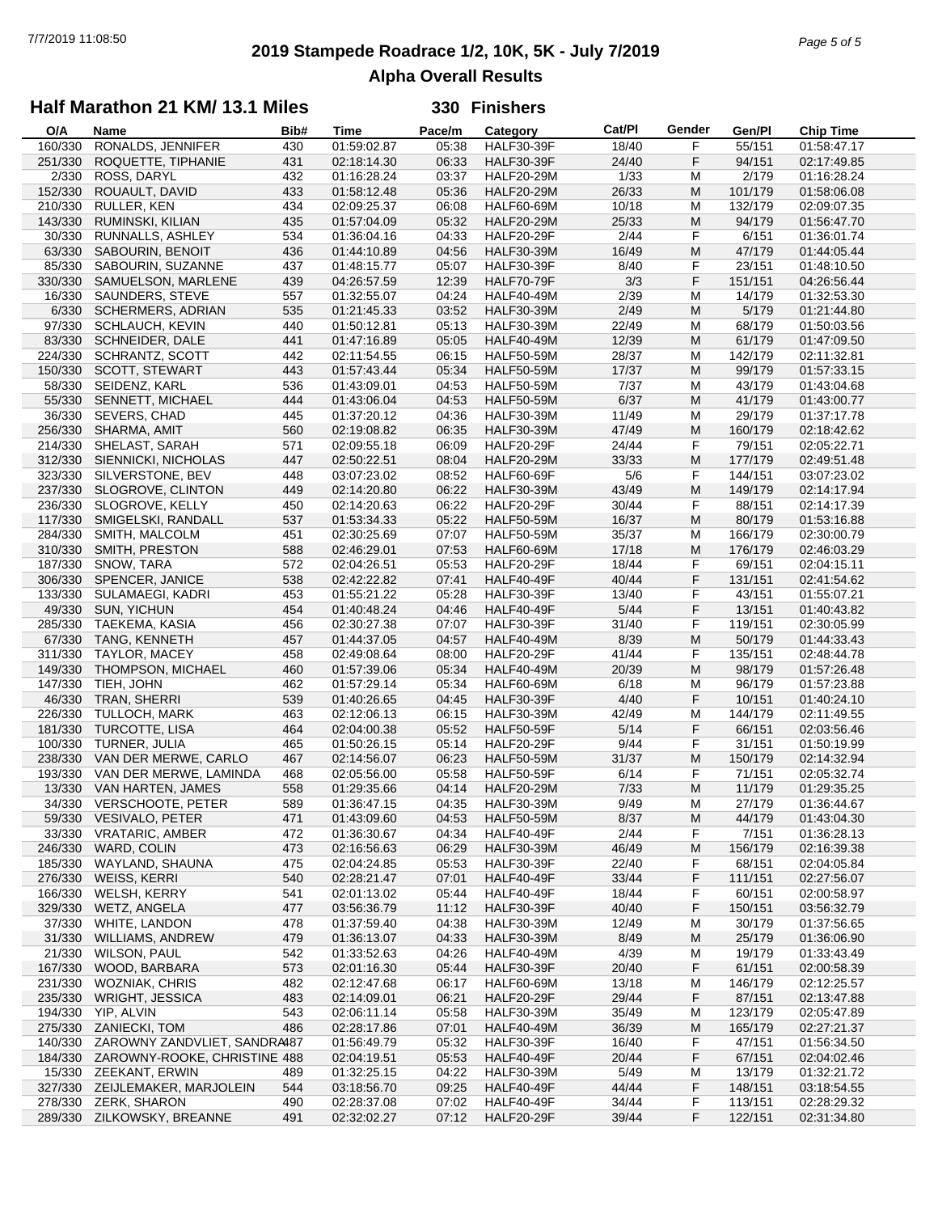# 2019 Stampede Roadrace 1/2, 10K, 5K - July 7/2019

## Alpha Overall Results

### Half Marathon 21 KM/ 13.1 Miles — 330 Finishers

| O/A | Name | Bib# | Time | Pace/m | Category | Cat/Pl | Gender | Gen/Pl | Chip Time |
|---|---|---|---|---|---|---|---|---|---|
| 160/330 | RONALDS, JENNIFER | 430 | 01:59:02.87 | 05:38 | HALF30-39F | 18/40 | F | 55/151 | 01:58:47.17 |
| 251/330 | ROQUETTE, TIPHANIE | 431 | 02:18:14.30 | 06:33 | HALF30-39F | 24/40 | F | 94/151 | 02:17:49.85 |
| 2/330 | ROSS, DARYL | 432 | 01:16:28.24 | 03:37 | HALF20-29M | 1/33 | M | 2/179 | 01:16:28.24 |
| 152/330 | ROUAULT, DAVID | 433 | 01:58:12.48 | 05:36 | HALF20-29M | 26/33 | M | 101/179 | 01:58:06.08 |
| 210/330 | RULLER, KEN | 434 | 02:09:25.37 | 06:08 | HALF60-69M | 10/18 | M | 132/179 | 02:09:07.35 |
| 143/330 | RUMINSKI, KILIAN | 435 | 01:57:04.09 | 05:32 | HALF20-29M | 25/33 | M | 94/179 | 01:56:47.70 |
| 30/330 | RUNNALLS, ASHLEY | 534 | 01:36:04.16 | 04:33 | HALF20-29F | 2/44 | F | 6/151 | 01:36:01.74 |
| 63/330 | SABOURIN, BENOIT | 436 | 01:44:10.89 | 04:56 | HALF30-39M | 16/49 | M | 47/179 | 01:44:05.44 |
| 85/330 | SABOURIN, SUZANNE | 437 | 01:48:15.77 | 05:07 | HALF30-39F | 8/40 | F | 23/151 | 01:48:10.50 |
| 330/330 | SAMUELSON, MARLENE | 439 | 04:26:57.59 | 12:39 | HALF70-79F | 3/3 | F | 151/151 | 04:26:56.44 |
| 16/330 | SAUNDERS, STEVE | 557 | 01:32:55.07 | 04:24 | HALF40-49M | 2/39 | M | 14/179 | 01:32:53.30 |
| 6/330 | SCHERMERS, ADRIAN | 535 | 01:21:45.33 | 03:52 | HALF30-39M | 2/49 | M | 5/179 | 01:21:44.80 |
| 97/330 | SCHLAUCH, KEVIN | 440 | 01:50:12.81 | 05:13 | HALF30-39M | 22/49 | M | 68/179 | 01:50:03.56 |
| 83/330 | SCHNEIDER, DALE | 441 | 01:47:16.89 | 05:05 | HALF40-49M | 12/39 | M | 61/179 | 01:47:09.50 |
| 224/330 | SCHRANTZ, SCOTT | 442 | 02:11:54.55 | 06:15 | HALF50-59M | 28/37 | M | 142/179 | 02:11:32.81 |
| 150/330 | SCOTT, STEWART | 443 | 01:57:43.44 | 05:34 | HALF50-59M | 17/37 | M | 99/179 | 01:57:33.15 |
| 58/330 | SEIDENZ, KARL | 536 | 01:43:09.01 | 04:53 | HALF50-59M | 7/37 | M | 43/179 | 01:43:04.68 |
| 55/330 | SENNETT, MICHAEL | 444 | 01:43:06.04 | 04:53 | HALF50-59M | 6/37 | M | 41/179 | 01:43:00.77 |
| 36/330 | SEVERS, CHAD | 445 | 01:37:20.12 | 04:36 | HALF30-39M | 11/49 | M | 29/179 | 01:37:17.78 |
| 256/330 | SHARMA, AMIT | 560 | 02:19:08.82 | 06:35 | HALF30-39M | 47/49 | M | 160/179 | 02:18:42.62 |
| 214/330 | SHELAST, SARAH | 571 | 02:09:55.18 | 06:09 | HALF20-29F | 24/44 | F | 79/151 | 02:05:22.71 |
| 312/330 | SIENNICKI, NICHOLAS | 447 | 02:50:22.51 | 08:04 | HALF20-29M | 33/33 | M | 177/179 | 02:49:51.48 |
| 323/330 | SILVERSTONE, BEV | 448 | 03:07:23.02 | 08:52 | HALF60-69F | 5/6 | F | 144/151 | 03:07:23.02 |
| 237/330 | SLOGROVE, CLINTON | 449 | 02:14:20.80 | 06:22 | HALF30-39M | 43/49 | M | 149/179 | 02:14:17.94 |
| 236/330 | SLOGROVE, KELLY | 450 | 02:14:20.63 | 06:22 | HALF20-29F | 30/44 | F | 88/151 | 02:14:17.39 |
| 117/330 | SMIGELSKI, RANDALL | 537 | 01:53:34.33 | 05:22 | HALF50-59M | 16/37 | M | 80/179 | 01:53:16.88 |
| 284/330 | SMITH, MALCOLM | 451 | 02:30:25.69 | 07:07 | HALF50-59M | 35/37 | M | 166/179 | 02:30:00.79 |
| 310/330 | SMITH, PRESTON | 588 | 02:46:29.01 | 07:53 | HALF60-69M | 17/18 | M | 176/179 | 02:46:03.29 |
| 187/330 | SNOW, TARA | 572 | 02:04:26.51 | 05:53 | HALF20-29F | 18/44 | F | 69/151 | 02:04:15.11 |
| 306/330 | SPENCER, JANICE | 538 | 02:42:22.82 | 07:41 | HALF40-49F | 40/44 | F | 131/151 | 02:41:54.62 |
| 133/330 | SULAMAEGI, KADRI | 453 | 01:55:21.22 | 05:28 | HALF30-39F | 13/40 | F | 43/151 | 01:55:07.21 |
| 49/330 | SUN, YICHUN | 454 | 01:40:48.24 | 04:46 | HALF40-49F | 5/44 | F | 13/151 | 01:40:43.82 |
| 285/330 | TAEKEMA, KASIA | 456 | 02:30:27.38 | 07:07 | HALF30-39F | 31/40 | F | 119/151 | 02:30:05.99 |
| 67/330 | TANG, KENNETH | 457 | 01:44:37.05 | 04:57 | HALF40-49M | 8/39 | M | 50/179 | 01:44:33.43 |
| 311/330 | TAYLOR, MACEY | 458 | 02:49:08.64 | 08:00 | HALF20-29F | 41/44 | F | 135/151 | 02:48:44.78 |
| 149/330 | THOMPSON, MICHAEL | 460 | 01:57:39.06 | 05:34 | HALF40-49M | 20/39 | M | 98/179 | 01:57:26.48 |
| 147/330 | TIEH, JOHN | 462 | 01:57:29.14 | 05:34 | HALF60-69M | 6/18 | M | 96/179 | 01:57:23.88 |
| 46/330 | TRAN, SHERRI | 539 | 01:40:26.65 | 04:45 | HALF30-39F | 4/40 | F | 10/151 | 01:40:24.10 |
| 226/330 | TULLOCH, MARK | 463 | 02:12:06.13 | 06:15 | HALF30-39M | 42/49 | M | 144/179 | 02:11:49.55 |
| 181/330 | TURCOTTE, LISA | 464 | 02:04:00.38 | 05:52 | HALF50-59F | 5/14 | F | 66/151 | 02:03:56.46 |
| 100/330 | TURNER, JULIA | 465 | 01:50:26.15 | 05:14 | HALF20-29F | 9/44 | F | 31/151 | 01:50:19.99 |
| 238/330 | VAN DER MERWE, CARLO | 467 | 02:14:56.07 | 06:23 | HALF50-59M | 31/37 | M | 150/179 | 02:14:32.94 |
| 193/330 | VAN DER MERWE, LAMINDA | 468 | 02:05:56.00 | 05:58 | HALF50-59F | 6/14 | F | 71/151 | 02:05:32.74 |
| 13/330 | VAN HARTEN, JAMES | 558 | 01:29:35.66 | 04:14 | HALF20-29M | 7/33 | M | 11/179 | 01:29:35.25 |
| 34/330 | VERSCHOOTE, PETER | 589 | 01:36:47.15 | 04:35 | HALF30-39M | 9/49 | M | 27/179 | 01:36:44.67 |
| 59/330 | VESIVALO, PETER | 471 | 01:43:09.60 | 04:53 | HALF50-59M | 8/37 | M | 44/179 | 01:43:04.30 |
| 33/330 | VRATARIC, AMBER | 472 | 01:36:30.67 | 04:34 | HALF40-49F | 2/44 | F | 7/151 | 01:36:28.13 |
| 246/330 | WARD, COLIN | 473 | 02:16:56.63 | 06:29 | HALF30-39M | 46/49 | M | 156/179 | 02:16:39.38 |
| 185/330 | WAYLAND, SHAUNA | 475 | 02:04:24.85 | 05:53 | HALF30-39F | 22/40 | F | 68/151 | 02:04:05.84 |
| 276/330 | WEISS, KERRI | 540 | 02:28:21.47 | 07:01 | HALF40-49F | 33/44 | F | 111/151 | 02:27:56.07 |
| 166/330 | WELSH, KERRY | 541 | 02:01:13.02 | 05:44 | HALF40-49F | 18/44 | F | 60/151 | 02:00:58.97 |
| 329/330 | WETZ, ANGELA | 477 | 03:56:36.79 | 11:12 | HALF30-39F | 40/40 | F | 150/151 | 03:56:32.79 |
| 37/330 | WHITE, LANDON | 478 | 01:37:59.40 | 04:38 | HALF30-39M | 12/49 | M | 30/179 | 01:37:56.65 |
| 31/330 | WILLIAMS, ANDREW | 479 | 01:36:13.07 | 04:33 | HALF30-39M | 8/49 | M | 25/179 | 01:36:06.90 |
| 21/330 | WILSON, PAUL | 542 | 01:33:52.63 | 04:26 | HALF40-49M | 4/39 | M | 19/179 | 01:33:43.49 |
| 167/330 | WOOD, BARBARA | 573 | 02:01:16.30 | 05:44 | HALF30-39F | 20/40 | F | 61/151 | 02:00:58.39 |
| 231/330 | WOZNIAK, CHRIS | 482 | 02:12:47.68 | 06:17 | HALF60-69M | 13/18 | M | 146/179 | 02:12:25.57 |
| 235/330 | WRIGHT, JESSICA | 483 | 02:14:09.01 | 06:21 | HALF20-29F | 29/44 | F | 87/151 | 02:13:47.88 |
| 194/330 | YIP, ALVIN | 543 | 02:06:11.14 | 05:58 | HALF30-39M | 35/49 | M | 123/179 | 02:05:47.89 |
| 275/330 | ZANIECKI, TOM | 486 | 02:28:17.86 | 07:01 | HALF40-49M | 36/39 | M | 165/179 | 02:27:21.37 |
| 140/330 | ZAROWNY ZANDVLIET, SANDRA | 487 | 01:56:49.79 | 05:32 | HALF30-39F | 16/40 | F | 47/151 | 01:56:34.50 |
| 184/330 | ZAROWNY-ROOKE, CHRISTINE | 488 | 02:04:19.51 | 05:53 | HALF40-49F | 20/44 | F | 67/151 | 02:04:02.46 |
| 15/330 | ZEEKANT, ERWIN | 489 | 01:32:25.15 | 04:22 | HALF30-39M | 5/49 | M | 13/179 | 01:32:21.72 |
| 327/330 | ZEIJLEMAKER, MARJOLEIN | 544 | 03:18:56.70 | 09:25 | HALF40-49F | 44/44 | F | 148/151 | 03:18:54.55 |
| 278/330 | ZERK, SHARON | 490 | 02:28:37.08 | 07:02 | HALF40-49F | 34/44 | F | 113/151 | 02:28:29.32 |
| 289/330 | ZILKOWSKY, BREANNE | 491 | 02:32:02.27 | 07:12 | HALF20-29F | 39/44 | F | 122/151 | 02:31:34.80 |